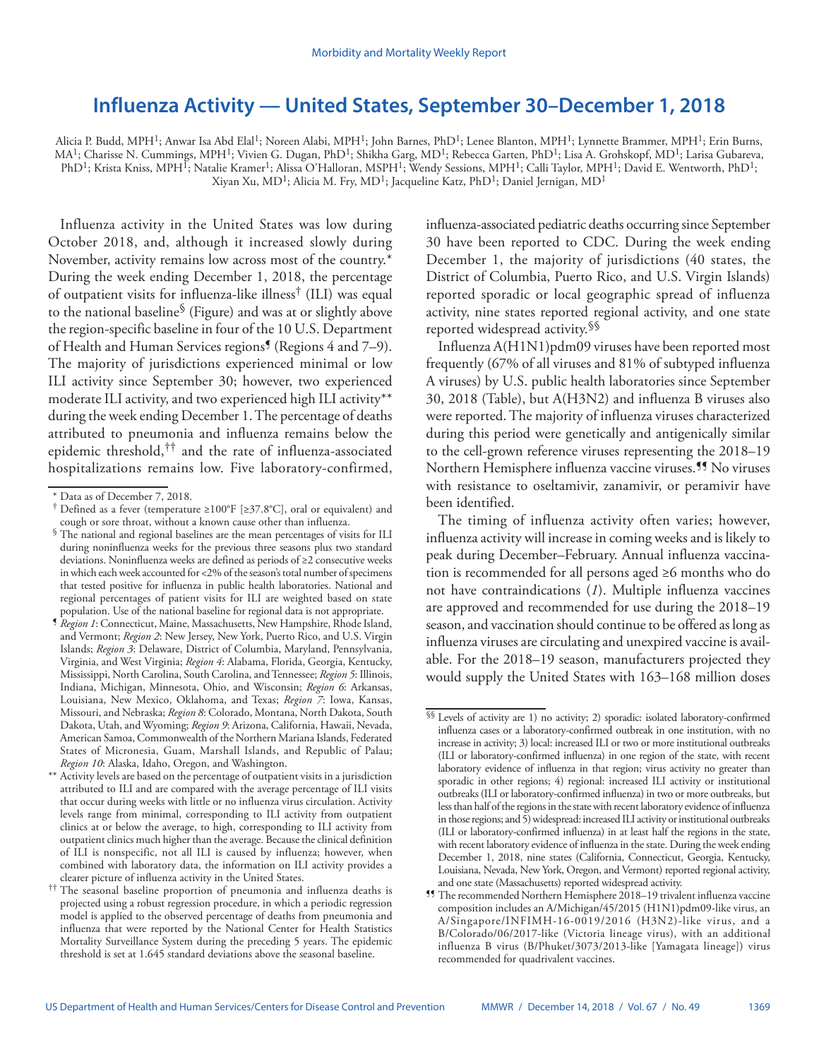# Influenza Activity — United States, September 30–December 1, 2018

Alicia P. Budd, MPH[1]; Anwar Isa Abd Elal[1]; Noreen Alabi, MPH[1]; John Barnes, PhD[1]; Lenee Blanton, MPH[1]; Lynnette Brammer, MPH[1]; Erin Burns, MA[1]; Charisse N. Cummings, MPH[1]; Vivien G. Dugan, PhD[1]; Shikha Garg, MD[1]; Rebecca Garten, PhD[1]; Lisa A. Grohskopf, MD[1]; Larisa Gubareva, PhD[1]; Krista Kniss, MPH[1]; Natalie Kramer[1]; Alissa O'Halloran, MSPH[1]; Wendy Sessions, MPH[1]; Calli Taylor, MPH[1]; David E. Wentworth, PhD[1]; Xiyan Xu, MD[1]; Alicia M. Fry, MD[1]; Jacqueline Katz, PhD[1]; Daniel Jernigan, MD[1]

Influenza activity in the United States was low during October 2018, and, although it increased slowly during November, activity remains low across most of the country.* During the week ending December 1, 2018, the percentage of outpatient visits for influenza-like illness† (ILI) was equal to the national baseline§ (Figure) and was at or slightly above the region-specific baseline in four of the 10 U.S. Department of Health and Human Services regions¶ (Regions 4 and 7–9). The majority of jurisdictions experienced minimal or low ILI activity since September 30; however, two experienced moderate ILI activity, and two experienced high ILI activity** during the week ending December 1. The percentage of deaths attributed to pneumonia and influenza remains below the epidemic threshold,†† and the rate of influenza-associated hospitalizations remains low. Five laboratory-confirmed, influenza-associated pediatric deaths occurring since September 30 have been reported to CDC. During the week ending December 1, the majority of jurisdictions (40 states, the District of Columbia, Puerto Rico, and U.S. Virgin Islands) reported sporadic or local geographic spread of influenza activity, nine states reported regional activity, and one state reported widespread activity.§§

Influenza A(H1N1)pdm09 viruses have been reported most frequently (67% of all viruses and 81% of subtyped influenza A viruses) by U.S. public health laboratories since September 30, 2018 (Table), but A(H3N2) and influenza B viruses also were reported. The majority of influenza viruses characterized during this period were genetically and antigenically similar to the cell-grown reference viruses representing the 2018–19 Northern Hemisphere influenza vaccine viruses.¶¶ No viruses with resistance to oseltamivir, zanamivir, or peramivir have been identified.

The timing of influenza activity often varies; however, influenza activity will increase in coming weeks and is likely to peak during December–February. Annual influenza vaccination is recommended for all persons aged ≥6 months who do not have contraindications (*1*). Multiple influenza vaccines are approved and recommended for use during the 2018–19 season, and vaccination should continue to be offered as long as influenza viruses are circulating and unexpired vaccine is available. For the 2018–19 season, manufacturers projected they would supply the United States with 163–168 million doses

---

\* Data as of December 7, 2018.

† Defined as a fever (temperature ≥100°F [≥37.8°C], oral or equivalent) and cough or sore throat, without a known cause other than influenza.

§ The national and regional baselines are the mean percentages of visits for ILI during noninfluenza weeks for the previous three seasons plus two standard deviations. Noninfluenza weeks are defined as periods of ≥2 consecutive weeks in which each week accounted for <2% of the season's total number of specimens that tested positive for influenza in public health laboratories. National and regional percentages of patient visits for ILI are weighted based on state population. Use of the national baseline for regional data is not appropriate.

¶ *Region 1*: Connecticut, Maine, Massachusetts, New Hampshire, Rhode Island, and Vermont; *Region 2*: New Jersey, New York, Puerto Rico, and U.S. Virgin Islands; *Region 3*: Delaware, District of Columbia, Maryland, Pennsylvania, Virginia, and West Virginia; *Region 4*: Alabama, Florida, Georgia, Kentucky, Mississippi, North Carolina, South Carolina, and Tennessee; *Region 5*: Illinois, Indiana, Michigan, Minnesota, Ohio, and Wisconsin; *Region 6*: Arkansas, Louisiana, New Mexico, Oklahoma, and Texas; *Region 7*: Iowa, Kansas, Missouri, and Nebraska; *Region 8*: Colorado, Montana, North Dakota, South Dakota, Utah, and Wyoming; *Region 9*: Arizona, California, Hawaii, Nevada, American Samoa, Commonwealth of the Northern Mariana Islands, Federated States of Micronesia, Guam, Marshall Islands, and Republic of Palau; *Region 10*: Alaska, Idaho, Oregon, and Washington.

\** Activity levels are based on the percentage of outpatient visits in a jurisdiction attributed to ILI and are compared with the average percentage of ILI visits that occur during weeks with little or no influenza virus circulation. Activity levels range from minimal, corresponding to ILI activity from outpatient clinics at or below the average, to high, corresponding to ILI activity from outpatient clinics much higher than the average. Because the clinical definition of ILI is nonspecific, not all ILI is caused by influenza; however, when combined with laboratory data, the information on ILI activity provides a clearer picture of influenza activity in the United States.

†† The seasonal baseline proportion of pneumonia and influenza deaths is projected using a robust regression procedure, in which a periodic regression model is applied to the observed percentage of deaths from pneumonia and influenza that were reported by the National Center for Health Statistics Mortality Surveillance System during the preceding 5 years. The epidemic threshold is set at 1.645 standard deviations above the seasonal baseline.

§§ Levels of activity are 1) no activity; 2) sporadic: isolated laboratory-confirmed influenza cases or a laboratory-confirmed outbreak in one institution, with no increase in activity; 3) local: increased ILI or two or more institutional outbreaks (ILI or laboratory-confirmed influenza) in one region of the state, with recent laboratory evidence of influenza in that region; virus activity no greater than sporadic in other regions; 4) regional: increased ILI activity or institutional outbreaks (ILI or laboratory-confirmed influenza) in two or more outbreaks, but less than half of the regions in the state with recent laboratory evidence of influenza in those regions; and 5) widespread: increased ILI activity or institutional outbreaks (ILI or laboratory-confirmed influenza) in at least half the regions in the state, with recent laboratory evidence of influenza in the state. During the week ending December 1, 2018, nine states (California, Connecticut, Georgia, Kentucky, Louisiana, Nevada, New York, Oregon, and Vermont) reported regional activity, and one state (Massachusetts) reported widespread activity.

¶¶ The recommended Northern Hemisphere 2018–19 trivalent influenza vaccine composition includes an A/Michigan/45/2015 (H1N1)pdm09-like virus, an A/Singapore/INFIMH-16-0019/2016 (H3N2)-like virus, and a B/Colorado/06/2017-like (Victoria lineage virus), with an additional influenza B virus (B/Phuket/3073/2013-like [Yamagata lineage]) virus recommended for quadrivalent vaccines.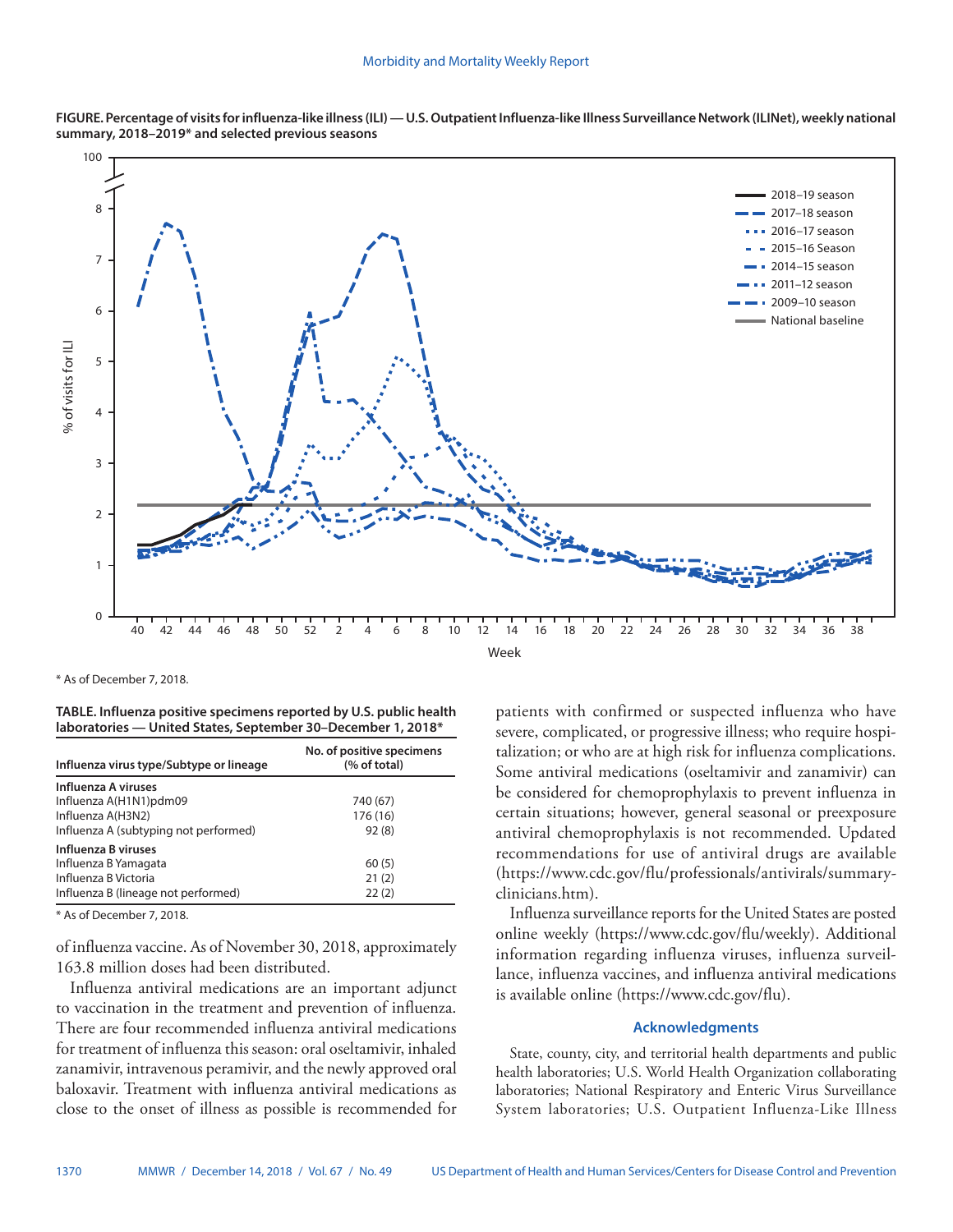**FIGURE. Percentage of visits for influenza-like illness (ILI) — U.S. Outpatient Influenza-like Illness Surveillance Network (ILINet), weekly national summary, 2018–2019* and selected previous seasons**

\* As of December 7, 2018.

**TABLE. Influenza positive specimens reported by U.S. public health laboratories — United States, September 30–December 1, 2018***

| Influenza virus type/Subtype or lineage | No. of positive specimens (% of total) |
|---|---|
| **Influenza A viruses** | |
| Influenza A(H1N1)pdm09 | 740 (67) |
| Influenza A(H3N2) | 176 (16) |
| Influenza A (subtyping not performed) | 92 (8) |
| **Influenza B viruses** | |
| Influenza B Yamagata | 60 (5) |
| Influenza B Victoria | 21 (2) |
| Influenza B (lineage not performed) | 22 (2) |

\* As of December 7, 2018.

of influenza vaccine. As of November 30, 2018, approximately 163.8 million doses had been distributed.

Influenza antiviral medications are an important adjunct to vaccination in the treatment and prevention of influenza. There are four recommended influenza antiviral medications for treatment of influenza this season: oral oseltamivir, inhaled zanamivir, intravenous peramivir, and the newly approved oral baloxavir. Treatment with influenza antiviral medications as close to the onset of illness as possible is recommended for patients with confirmed or suspected influenza who have severe, complicated, or progressive illness; who require hospitalization; or who are at high risk for influenza complications. Some antiviral medications (oseltamivir and zanamivir) can be considered for chemoprophylaxis to prevent influenza in certain situations; however, general seasonal or preexposure antiviral chemoprophylaxis is not recommended. Updated recommendations for use of antiviral drugs are available (https://www.cdc.gov/flu/professionals/antivirals/summary-clinicians.htm).

Influenza surveillance reports for the United States are posted online weekly (https://www.cdc.gov/flu/weekly). Additional information regarding influenza viruses, influenza surveillance, influenza vaccines, and influenza antiviral medications is available online (https://www.cdc.gov/flu).

## Acknowledgments

State, county, city, and territorial health departments and public health laboratories; U.S. World Health Organization collaborating laboratories; National Respiratory and Enteric Virus Surveillance System laboratories; U.S. Outpatient Influenza-Like Illness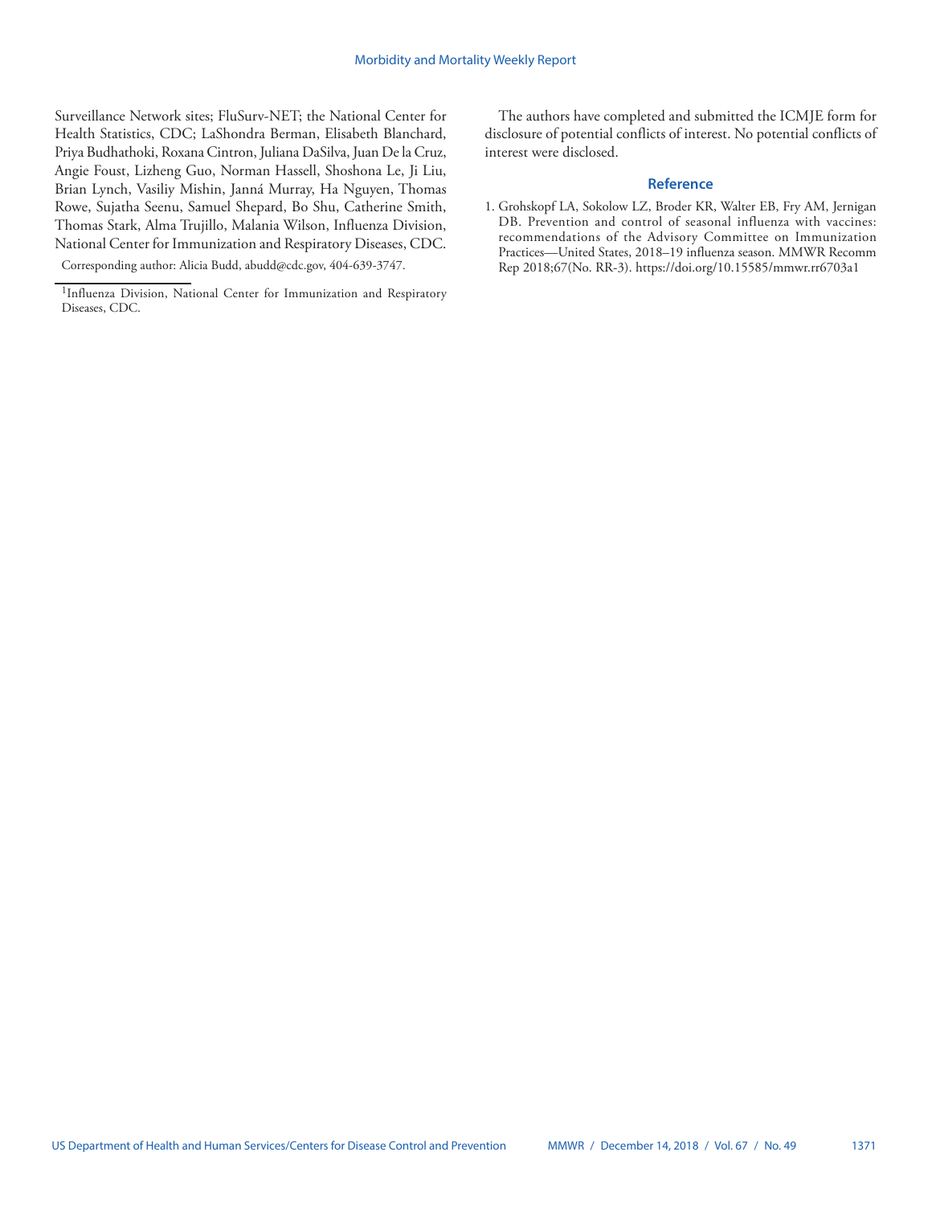Surveillance Network sites; FluSurv-NET; the National Center for Health Statistics, CDC; LaShondra Berman, Elisabeth Blanchard, Priya Budhathoki, Roxana Cintron, Juliana DaSilva, Juan De la Cruz, Angie Foust, Lizheng Guo, Norman Hassell, Shoshona Le, Ji Liu, Brian Lynch, Vasiliy Mishin, Janná Murray, Ha Nguyen, Thomas Rowe, Sujatha Seenu, Samuel Shepard, Bo Shu, Catherine Smith, Thomas Stark, Alma Trujillo, Malania Wilson, Influenza Division, National Center for Immunization and Respiratory Diseases, CDC.

Corresponding author: Alicia Budd, abudd@cdc.gov, 404-639-3747.

[1]Influenza Division, National Center for Immunization and Respiratory Diseases, CDC.

The authors have completed and submitted the ICMJE form for disclosure of potential conflicts of interest. No potential conflicts of interest were disclosed.

## Reference

1. Grohskopf LA, Sokolow LZ, Broder KR, Walter EB, Fry AM, Jernigan DB. Prevention and control of seasonal influenza with vaccines: recommendations of the Advisory Committee on Immunization Practices—United States, 2018–19 influenza season. MMWR Recomm Rep 2018;67(No. RR-3). https://doi.org/10.15585/mmwr.rr6703a1